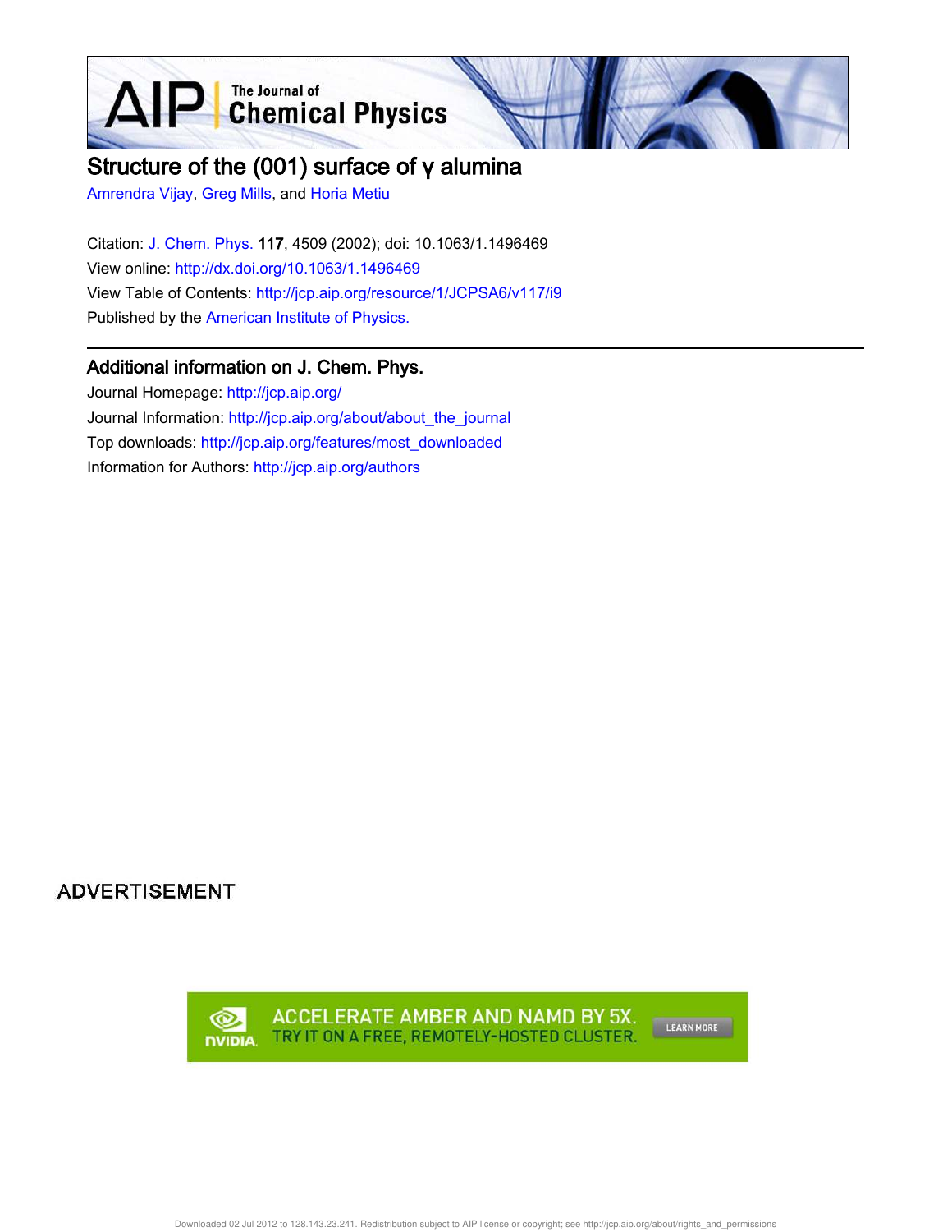# Structure of the (001) surface of γ alumina

Amrendra Vijay, Greg Mills, and Horia Metiu

Citation: J. Chem. Phys. **117**, 4509 (2002); doi: 10.1063/1.1496469

View online: http://dx.doi.org/10.1063/1.1496469

View Table of Contents: http://jcp.aip.org/resource/1/JCPSA6/v117/i9

Published by the American Institute of Physics.

## Additional information on J. Chem. Phys.

Journal Homepage: http://jcp.aip.org/

Journal Information: http://jcp.aip.org/about/about_the_journal

Top downloads: http://jcp.aip.org/features/most_downloaded

Information for Authors: http://jcp.aip.org/authors

ADVERTISEMENT

ACCELERATE AMBER AND NAMD BY 5X. TRY IT ON A FREE, REMOTELY-HOSTED CLUSTER. LEARN MORE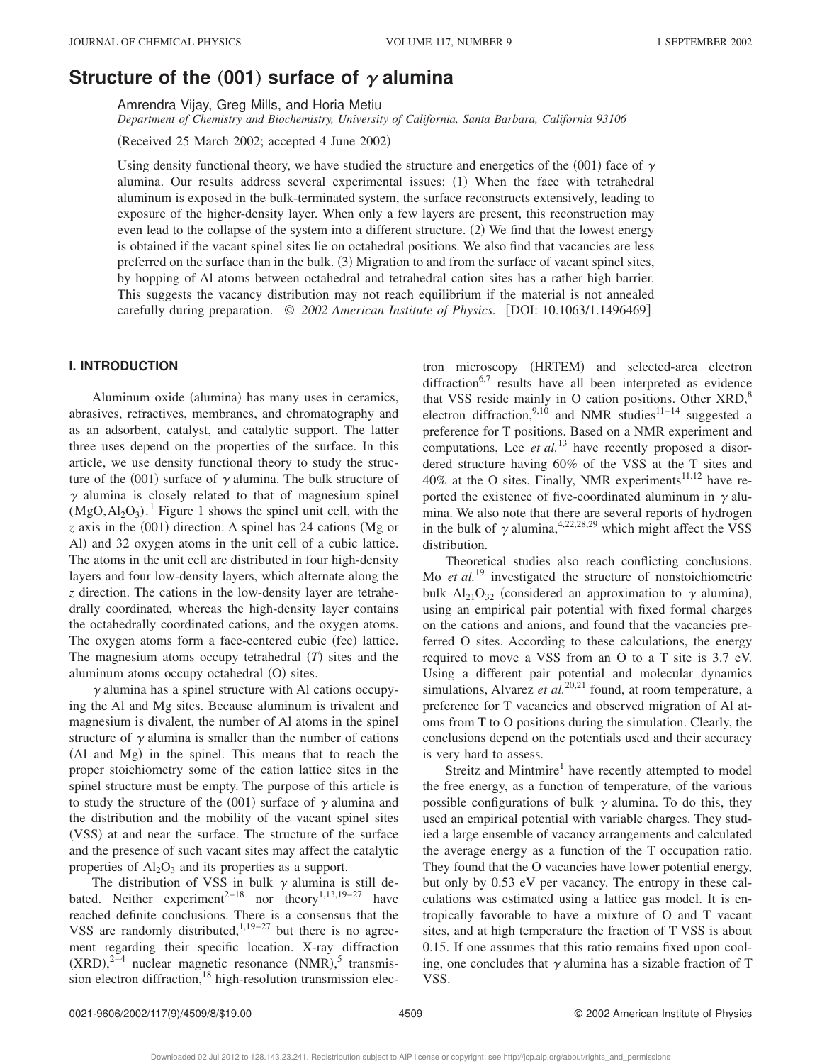# Structure of the (001) surface of $\gamma$ alumina

Amrendra Vijay, Greg Mills, and Horia Metiu

*Department of Chemistry and Biochemistry, University of California, Santa Barbara, California 93106*

(Received 25 March 2002; accepted 4 June 2002)

Using density functional theory, we have studied the structure and energetics of the (001) face of $\gamma$ alumina. Our results address several experimental issues: (1) When the face with tetrahedral aluminum is exposed in the bulk-terminated system, the surface reconstructs extensively, leading to exposure of the higher-density layer. When only a few layers are present, this reconstruction may even lead to the collapse of the system into a different structure. (2) We find that the lowest energy is obtained if the vacant spinel sites lie on octahedral positions. We also find that vacancies are less preferred on the surface than in the bulk. (3) Migration to and from the surface of vacant spinel sites, by hopping of Al atoms between octahedral and tetrahedral cation sites has a rather high barrier. This suggests the vacancy distribution may not reach equilibrium if the material is not annealed carefully during preparation. © *2002 American Institute of Physics.* [DOI: 10.1063/1.1496469]

## I. INTRODUCTION

Aluminum oxide (alumina) has many uses in ceramics, abrasives, refractives, membranes, and chromatography and as an adsorbent, catalyst, and catalytic support. The latter three uses depend on the properties of the surface. In this article, we use density functional theory to study the structure of the (001) surface of $\gamma$ alumina. The bulk structure of $\gamma$ alumina is closely related to that of magnesium spinel ($MgO,Al_2O_3$).[1] Figure 1 shows the spinel unit cell, with the $z$ axis in the (001) direction. A spinel has 24 cations (Mg or Al) and 32 oxygen atoms in the unit cell of a cubic lattice. The atoms in the unit cell are distributed in four high-density layers and four low-density layers, which alternate along the $z$ direction. The cations in the low-density layer are tetrahedrally coordinated, whereas the high-density layer contains the octahedrally coordinated cations, and the oxygen atoms. The oxygen atoms form a face-centered cubic (fcc) lattice. The magnesium atoms occupy tetrahedral ($T$) sites and the aluminum atoms occupy octahedral (O) sites.

$\gamma$ alumina has a spinel structure with Al cations occupying the Al and Mg sites. Because aluminum is trivalent and magnesium is divalent, the number of Al atoms in the spinel structure of $\gamma$ alumina is smaller than the number of cations (Al and Mg) in the spinel. This means that to reach the proper stoichiometry some of the cation lattice sites in the spinel structure must be empty. The purpose of this article is to study the structure of the (001) surface of $\gamma$ alumina and the distribution and the mobility of the vacant spinel sites (VSS) at and near the surface. The structure of the surface and the presence of such vacant sites may affect the catalytic properties of $Al_2O_3$ and its properties as a support.

The distribution of VSS in bulk $\gamma$ alumina is still debated. Neither experiment[2–18] nor theory[1,13,19–27] have reached definite conclusions. There is a consensus that the VSS are randomly distributed,[1,19–27] but there is no agreement regarding their specific location. X-ray diffraction (XRD),[2–4] nuclear magnetic resonance (NMR),[5] transmission electron diffraction,[18] high-resolution transmission electron microscopy (HRTEM) and selected-area electron diffraction[6,7] results have all been interpreted as evidence that VSS reside mainly in O cation positions. Other XRD,[8] electron diffraction,[9,10] and NMR studies[11–14] suggested a preference for T positions. Based on a NMR experiment and computations, Lee *et al.*[13] have recently proposed a disordered structure having 60% of the VSS at the T sites and 40% at the O sites. Finally, NMR experiments[11,12] have reported the existence of five-coordinated aluminum in $\gamma$ alumina. We also note that there are several reports of hydrogen in the bulk of $\gamma$ alumina,[4,22,28,29] which might affect the VSS distribution.

Theoretical studies also reach conflicting conclusions. Mo *et al.*[19] investigated the structure of nonstoichiometric bulk $Al_{21}O_{32}$ (considered an approximation to $\gamma$ alumina), using an empirical pair potential with fixed formal charges on the cations and anions, and found that the vacancies preferred O sites. According to these calculations, the energy required to move a VSS from an O to a T site is 3.7 eV. Using a different pair potential and molecular dynamics simulations, Alvarez *et al.*[20,21] found, at room temperature, a preference for T vacancies and observed migration of Al atoms from T to O positions during the simulation. Clearly, the conclusions depend on the potentials used and their accuracy is very hard to assess.

Streitz and Mintmire[1] have recently attempted to model the free energy, as a function of temperature, of the various possible configurations of bulk $\gamma$ alumina. To do this, they used an empirical potential with variable charges. They studied a large ensemble of vacancy arrangements and calculated the average energy as a function of the T occupation ratio. They found that the O vacancies have lower potential energy, but only by 0.53 eV per vacancy. The entropy in these calculations was estimated using a lattice gas model. It is entropically favorable to have a mixture of O and T vacant sites, and at high temperature the fraction of T VSS is about 0.15. If one assumes that this ratio remains fixed upon cooling, one concludes that $\gamma$ alumina has a sizable fraction of T VSS.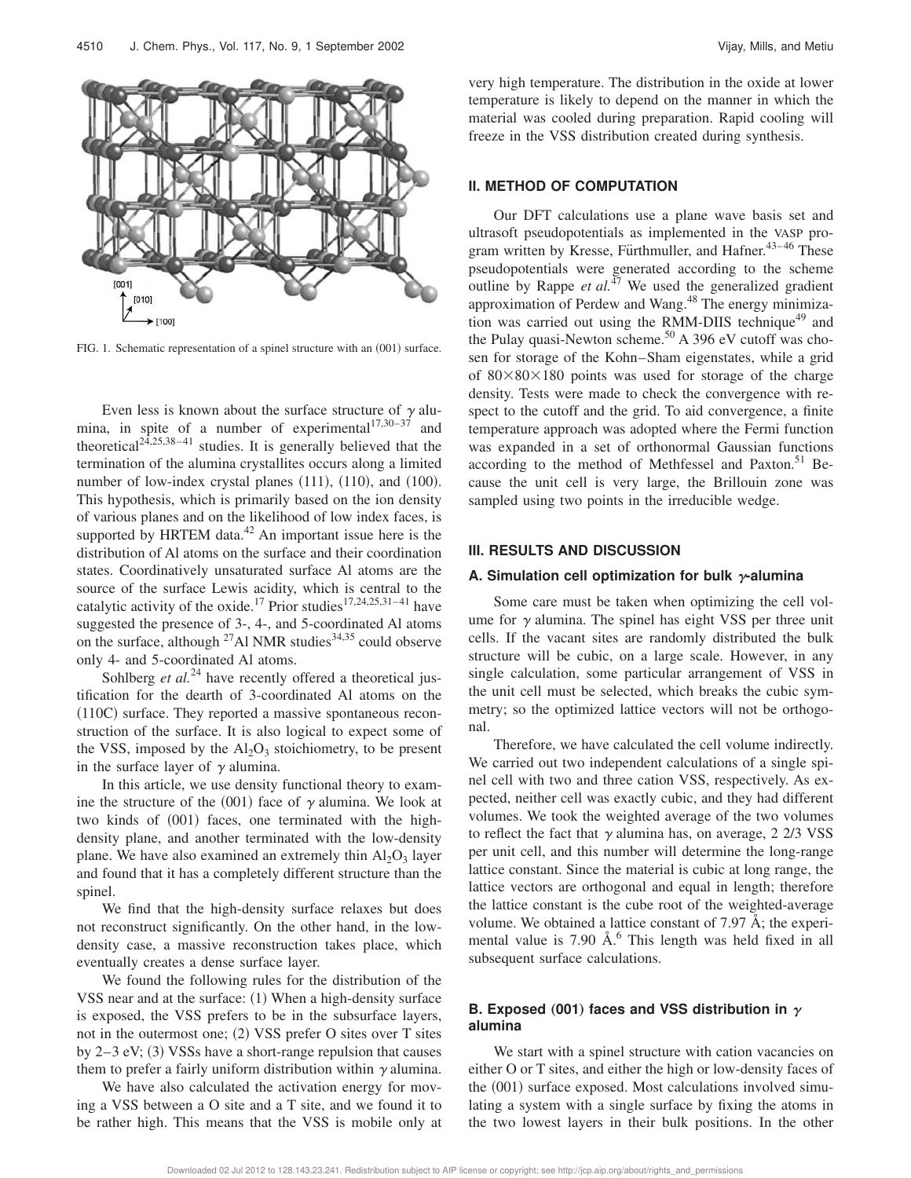FIG. 1. Schematic representation of a spinel structure with an (001) surface.

Even less is known about the surface structure of $\gamma$ alumina, in spite of a number of experimental[17,30–37] and theoretical[24,25,38–41] studies. It is generally believed that the termination of the alumina crystallites occurs along a limited number of low-index crystal planes (111), (110), and (100). This hypothesis, which is primarily based on the ion density of various planes and on the likelihood of low index faces, is supported by HRTEM data.[42] An important issue here is the distribution of Al atoms on the surface and their coordination states. Coordinatively unsaturated surface Al atoms are the source of the surface Lewis acidity, which is central to the catalytic activity of the oxide.[17] Prior studies[17,24,25,31–41] have suggested the presence of 3-, 4-, and 5-coordinated Al atoms on the surface, although $^{27}$Al NMR studies[34,35] could observe only 4- and 5-coordinated Al atoms.

Sohlberg *et al.*[24] have recently offered a theoretical justification for the dearth of 3-coordinated Al atoms on the (110C) surface. They reported a massive spontaneous reconstruction of the surface. It is also logical to expect some of the VSS, imposed by the $Al_2O_3$ stoichiometry, to be present in the surface layer of $\gamma$ alumina.

In this article, we use density functional theory to examine the structure of the (001) face of $\gamma$ alumina. We look at two kinds of (001) faces, one terminated with the high-density plane, and another terminated with the low-density plane. We have also examined an extremely thin $Al_2O_3$ layer and found that it has a completely different structure than the spinel.

We find that the high-density surface relaxes but does not reconstruct significantly. On the other hand, in the low-density case, a massive reconstruction takes place, which eventually creates a dense surface layer.

We found the following rules for the distribution of the VSS near and at the surface: (1) When a high-density surface is exposed, the VSS prefers to be in the subsurface layers, not in the outermost one; (2) VSS prefer O sites over T sites by 2–3 eV; (3) VSSs have a short-range repulsion that causes them to prefer a fairly uniform distribution within $\gamma$ alumina.

We have also calculated the activation energy for moving a VSS between a O site and a T site, and we found it to be rather high. This means that the VSS is mobile only at very high temperature. The distribution in the oxide at lower temperature is likely to depend on the manner in which the material was cooled during preparation. Rapid cooling will freeze in the VSS distribution created during synthesis.

## II. METHOD OF COMPUTATION

Our DFT calculations use a plane wave basis set and ultrasoft pseudopotentials as implemented in the VASP program written by Kresse, Fürthmuller, and Hafner.[43–46] These pseudopotentials were generated according to the scheme outline by Rappe *et al.*[47] We used the generalized gradient approximation of Perdew and Wang.[48] The energy minimization was carried out using the RMM-DIIS technique[49] and the Pulay quasi-Newton scheme.[50] A 396 eV cutoff was chosen for storage of the Kohn–Sham eigenstates, while a grid of $80\times80\times180$ points was used for storage of the charge density. Tests were made to check the convergence with respect to the cutoff and the grid. To aid convergence, a finite temperature approach was adopted where the Fermi function was expanded in a set of orthonormal Gaussian functions according to the method of Methfessel and Paxton.[51] Because the unit cell is very large, the Brillouin zone was sampled using two points in the irreducible wedge.

## III. RESULTS AND DISCUSSION

### A. Simulation cell optimization for bulk $\gamma$-alumina

Some care must be taken when optimizing the cell volume for $\gamma$ alumina. The spinel has eight VSS per three unit cells. If the vacant sites are randomly distributed the bulk structure will be cubic, on a large scale. However, in any single calculation, some particular arrangement of VSS in the unit cell must be selected, which breaks the cubic symmetry; so the optimized lattice vectors will not be orthogonal.

Therefore, we have calculated the cell volume indirectly. We carried out two independent calculations of a single spinel cell with two and three cation VSS, respectively. As expected, neither cell was exactly cubic, and they had different volumes. We took the weighted average of the two volumes to reflect the fact that $\gamma$ alumina has, on average, 2 2/3 VSS per unit cell, and this number will determine the long-range lattice constant. Since the material is cubic at long range, the lattice vectors are orthogonal and equal in length; therefore the lattice constant is the cube root of the weighted-average volume. We obtained a lattice constant of 7.97 Å; the experimental value is 7.90 Å.[6] This length was held fixed in all subsequent surface calculations.

### B. Exposed (001) faces and VSS distribution in $\gamma$ alumina

We start with a spinel structure with cation vacancies on either O or T sites, and either the high or low-density faces of the (001) surface exposed. Most calculations involved simulating a system with a single surface by fixing the atoms in the two lowest layers in their bulk positions. In the other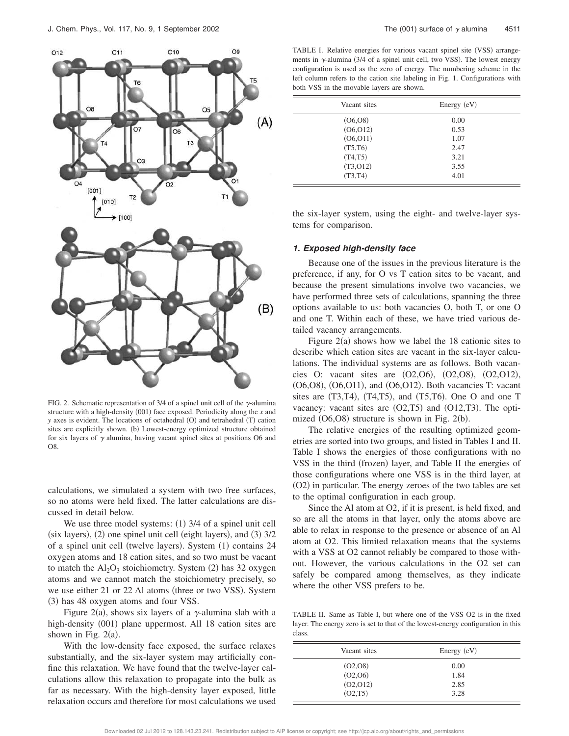FIG. 2. Schematic representation of 3/4 of a spinel unit cell of the γ-alumina structure with a high-density (001) face exposed. Periodicity along the $x$ and $y$ axes is evident. The locations of octahedral (O) and tetrahedral (T) cation sites are explicitly shown. (b) Lowest-energy optimized structure obtained for six layers of γ alumina, having vacant spinel sites at positions O6 and O8.

calculations, we simulated a system with two free surfaces, so no atoms were held fixed. The latter calculations are discussed in detail below.

We use three model systems: (1) 3/4 of a spinel unit cell (six layers), (2) one spinel unit cell (eight layers), and (3) 3/2 of a spinel unit cell (twelve layers). System (1) contains 24 oxygen atoms and 18 cation sites, and so two must be vacant to match the $Al_2O_3$ stoichiometry. System (2) has 32 oxygen atoms and we cannot match the stoichiometry precisely, so we use either 21 or 22 Al atoms (three or two VSS). System (3) has 48 oxygen atoms and four VSS.

Figure 2(a), shows six layers of a γ-alumina slab with a high-density (001) plane uppermost. All 18 cation sites are shown in Fig. 2(a).

With the low-density face exposed, the surface relaxes substantially, and the six-layer system may artificially confine this relaxation. We have found that the twelve-layer calculations allow this relaxation to propagate into the bulk as far as necessary. With the high-density layer exposed, little relaxation occurs and therefore for most calculations we used

TABLE I. Relative energies for various vacant spinel site (VSS) arrangements in γ-alumina (3/4 of a spinel unit cell, two VSS). The lowest energy configuration is used as the zero of energy. The numbering scheme in the left column refers to the cation site labeling in Fig. 1. Configurations with both VSS in the movable layers are shown.

| Vacant sites | Energy (eV) |
|---|---|
| (O6,O8) | 0.00 |
| (O6,O12) | 0.53 |
| (O6,O11) | 1.07 |
| (T5,T6) | 2.47 |
| (T4,T5) | 3.21 |
| (T3,O12) | 3.55 |
| (T3,T4) | 4.01 |

the six-layer system, using the eight- and twelve-layer systems for comparison.

### 1. Exposed high-density face

Because one of the issues in the previous literature is the preference, if any, for O vs T cation sites to be vacant, and because the present simulations involve two vacancies, we have performed three sets of calculations, spanning the three options available to us: both vacancies O, both T, or one O and one T. Within each of these, we have tried various detailed vacancy arrangements.

Figure 2(a) shows how we label the 18 cationic sites to describe which cation sites are vacant in the six-layer calculations. The individual systems are as follows. Both vacancies O: vacant sites are (O2,O6), (O2,O8), (O2,O12), (O6,O8), (O6,O11), and (O6,O12). Both vacancies T: vacant sites are (T3,T4), (T4,T5), and (T5,T6). One O and one T vacancy: vacant sites are (O2,T5) and (O12,T3). The optimized (O6,O8) structure is shown in Fig. 2(b).

The relative energies of the resulting optimized geometries are sorted into two groups, and listed in Tables I and II. Table I shows the energies of those configurations with no VSS in the third (frozen) layer, and Table II the energies of those configurations where one VSS is in the third layer, at (O2) in particular. The energy zeroes of the two tables are set to the optimal configuration in each group.

Since the Al atom at O2, if it is present, is held fixed, and so are all the atoms in that layer, only the atoms above are able to relax in response to the presence or absence of an Al atom at O2. This limited relaxation means that the systems with a VSS at O2 cannot reliably be compared to those without. However, the various calculations in the O2 set can safely be compared among themselves, as they indicate where the other VSS prefers to be.

TABLE II. Same as Table I, but where one of the VSS O2 is in the fixed layer. The energy zero is set to that of the lowest-energy configuration in this class.

| Vacant sites | Energy (eV) |
|---|---|
| (O2,O8) | 0.00 |
| (O2,O6) | 1.84 |
| (O2,O12) | 2.85 |
| (O2,T5) | 3.28 |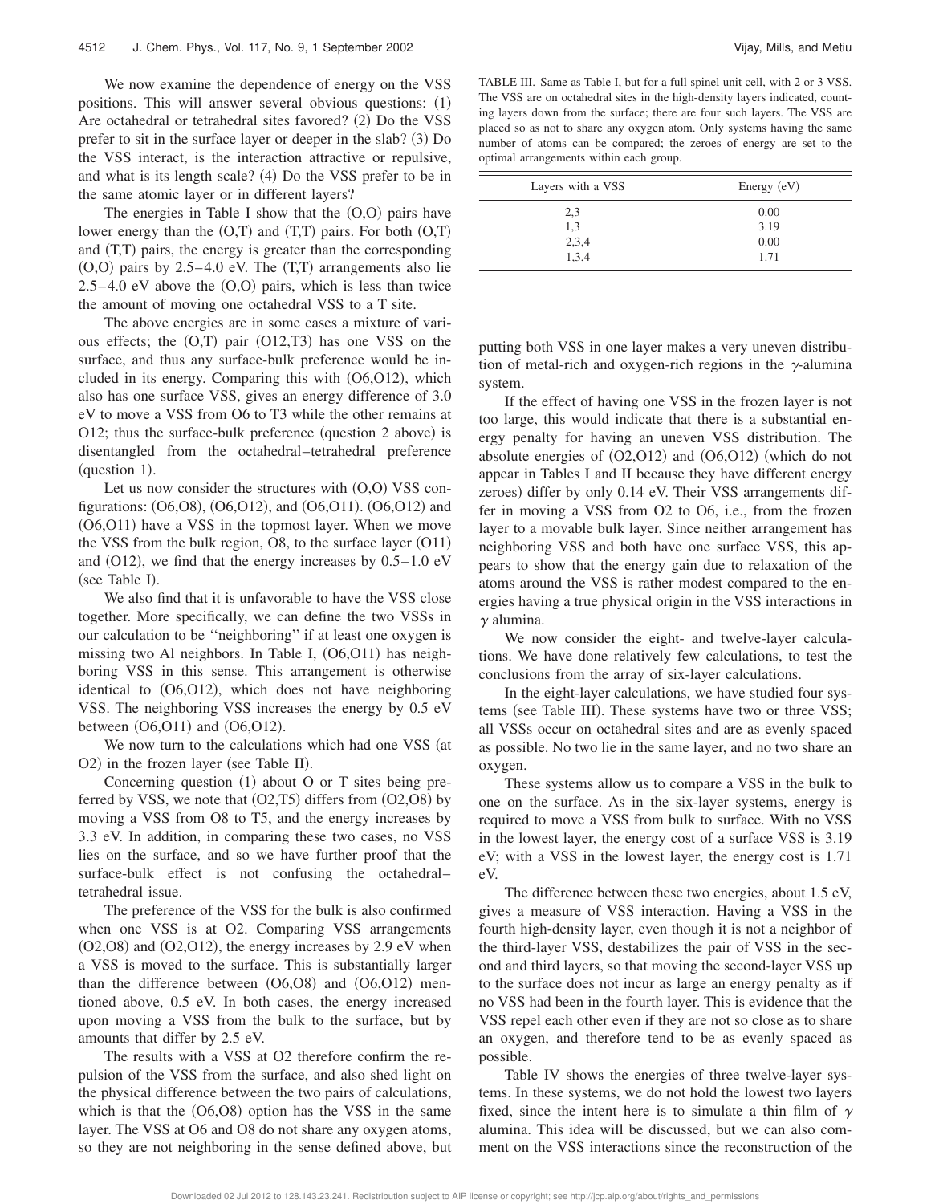We now examine the dependence of energy on the VSS positions. This will answer several obvious questions: (1) Are octahedral or tetrahedral sites favored? (2) Do the VSS prefer to sit in the surface layer or deeper in the slab? (3) Do the VSS interact, is the interaction attractive or repulsive, and what is its length scale? (4) Do the VSS prefer to be in the same atomic layer or in different layers?

The energies in Table I show that the (O,O) pairs have lower energy than the (O,T) and (T,T) pairs. For both (O,T) and (T,T) pairs, the energy is greater than the corresponding (O,O) pairs by 2.5–4.0 eV. The (T,T) arrangements also lie 2.5–4.0 eV above the (O,O) pairs, which is less than twice the amount of moving one octahedral VSS to a T site.

The above energies are in some cases a mixture of various effects; the (O,T) pair (O12,T3) has one VSS on the surface, and thus any surface-bulk preference would be included in its energy. Comparing this with (O6,O12), which also has one surface VSS, gives an energy difference of 3.0 eV to move a VSS from O6 to T3 while the other remains at O12; thus the surface-bulk preference (question 2 above) is disentangled from the octahedral–tetrahedral preference (question 1).

Let us now consider the structures with (O,O) VSS configurations: (O6,O8), (O6,O12), and (O6,O11). (O6,O12) and (O6,O11) have a VSS in the topmost layer. When we move the VSS from the bulk region, O8, to the surface layer (O11) and (O12), we find that the energy increases by 0.5–1.0 eV (see Table I).

We also find that it is unfavorable to have the VSS close together. More specifically, we can define the two VSSs in our calculation to be "neighboring" if at least one oxygen is missing two Al neighbors. In Table I, (O6,O11) has neighboring VSS in this sense. This arrangement is otherwise identical to (O6,O12), which does not have neighboring VSS. The neighboring VSS increases the energy by 0.5 eV between (O6,O11) and (O6,O12).

We now turn to the calculations which had one VSS (at O2) in the frozen layer (see Table II).

Concerning question (1) about O or T sites being preferred by VSS, we note that (O2,T5) differs from (O2,O8) by moving a VSS from O8 to T5, and the energy increases by 3.3 eV. In addition, in comparing these two cases, no VSS lies on the surface, and so we have further proof that the surface-bulk effect is not confusing the octahedral–tetrahedral issue.

The preference of the VSS for the bulk is also confirmed when one VSS is at O2. Comparing VSS arrangements (O2,O8) and (O2,O12), the energy increases by 2.9 eV when a VSS is moved to the surface. This is substantially larger than the difference between (O6,O8) and (O6,O12) mentioned above, 0.5 eV. In both cases, the energy increased upon moving a VSS from the bulk to the surface, but by amounts that differ by 2.5 eV.

The results with a VSS at O2 therefore confirm the repulsion of the VSS from the surface, and also shed light on the physical difference between the two pairs of calculations, which is that the (O6,O8) option has the VSS in the same layer. The VSS at O6 and O8 do not share any oxygen atoms, so they are not neighboring in the sense defined above, but putting both VSS in one layer makes a very uneven distribution of metal-rich and oxygen-rich regions in the $\gamma$-alumina system.

If the effect of having one VSS in the frozen layer is not too large, this would indicate that there is a substantial energy penalty for having an uneven VSS distribution. The absolute energies of (O2,O12) and (O6,O12) (which do not appear in Tables I and II because they have different energy zeroes) differ by only 0.14 eV. Their VSS arrangements differ in moving a VSS from O2 to O6, i.e., from the frozen layer to a movable bulk layer. Since neither arrangement has neighboring VSS and both have one surface VSS, this appears to show that the energy gain due to relaxation of the atoms around the VSS is rather modest compared to the energies having a true physical origin in the VSS interactions in $\gamma$ alumina.

We now consider the eight- and twelve-layer calculations. We have done relatively few calculations, to test the conclusions from the array of six-layer calculations.

In the eight-layer calculations, we have studied four systems (see Table III). These systems have two or three VSS; all VSSs occur on octahedral sites and are as evenly spaced as possible. No two lie in the same layer, and no two share an oxygen.

TABLE III. Same as Table I, but for a full spinel unit cell, with 2 or 3 VSS. The VSS are on octahedral sites in the high-density layers indicated, counting layers down from the surface; there are four such layers. The VSS are placed so as not to share any oxygen atom. Only systems having the same number of atoms can be compared; the zeroes of energy are set to the optimal arrangements within each group.

| Layers with a VSS | Energy (eV) |
|---|---|
| 2,3 | 0.00 |
| 1,3 | 3.19 |
| 2,3,4 | 0.00 |
| 1,3,4 | 1.71 |

These systems allow us to compare a VSS in the bulk to one on the surface. As in the six-layer systems, energy is required to move a VSS from bulk to surface. With no VSS in the lowest layer, the energy cost of a surface VSS is 3.19 eV; with a VSS in the lowest layer, the energy cost is 1.71 eV.

The difference between these two energies, about 1.5 eV, gives a measure of VSS interaction. Having a VSS in the fourth high-density layer, even though it is not a neighbor of the third-layer VSS, destabilizes the pair of VSS in the second and third layers, so that moving the second-layer VSS up to the surface does not incur as large an energy penalty as if no VSS had been in the fourth layer. This is evidence that the VSS repel each other even if they are not so close as to share an oxygen, and therefore tend to be as evenly spaced as possible.

Table IV shows the energies of three twelve-layer systems. In these systems, we do not hold the lowest two layers fixed, since the intent here is to simulate a thin film of $\gamma$ alumina. This idea will be discussed, but we can also comment on the VSS interactions since the reconstruction of the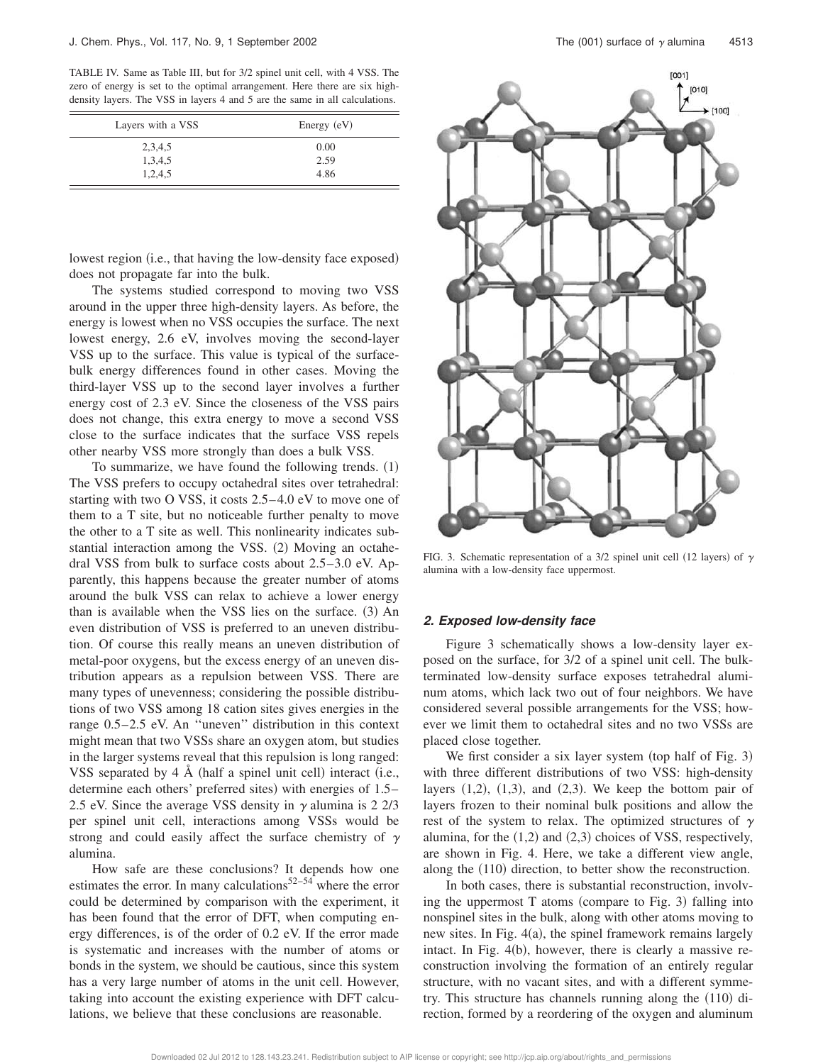TABLE IV. Same as Table III, but for 3/2 spinel unit cell, with 4 VSS. The zero of energy is set to the optimal arrangement. Here there are six high-density layers. The VSS in layers 4 and 5 are the same in all calculations.

| Layers with a VSS | Energy (eV) |
|---|---|
| 2,3,4,5 | 0.00 |
| 1,3,4,5 | 2.59 |
| 1,2,4,5 | 4.86 |

lowest region (i.e., that having the low-density face exposed) does not propagate far into the bulk.

The systems studied correspond to moving two VSS around in the upper three high-density layers. As before, the energy is lowest when no VSS occupies the surface. The next lowest energy, 2.6 eV, involves moving the second-layer VSS up to the surface. This value is typical of the surface-bulk energy differences found in other cases. Moving the third-layer VSS up to the second layer involves a further energy cost of 2.3 eV. Since the closeness of the VSS pairs does not change, this extra energy to move a second VSS close to the surface indicates that the surface VSS repels other nearby VSS more strongly than does a bulk VSS.

To summarize, we have found the following trends. (1) The VSS prefers to occupy octahedral sites over tetrahedral: starting with two O VSS, it costs 2.5–4.0 eV to move one of them to a T site, but no noticeable further penalty to move the other to a T site as well. This nonlinearity indicates substantial interaction among the VSS. (2) Moving an octahedral VSS from bulk to surface costs about 2.5–3.0 eV. Apparently, this happens because the greater number of atoms around the bulk VSS can relax to achieve a lower energy than is available when the VSS lies on the surface. (3) An even distribution of VSS is preferred to an uneven distribution. Of course this really means an uneven distribution of metal-poor oxygens, but the excess energy of an uneven distribution appears as a repulsion between VSS. There are many types of unevenness; considering the possible distributions of two VSS among 18 cation sites gives energies in the range 0.5–2.5 eV. An ''uneven'' distribution in this context might mean that two VSSs share an oxygen atom, but studies in the larger systems reveal that this repulsion is long ranged: VSS separated by 4 Å (half a spinel unit cell) interact (i.e., determine each others' preferred sites) with energies of 1.5–2.5 eV. Since the average VSS density in $\gamma$ alumina is 2 2/3 per spinel unit cell, interactions among VSSs would be strong and could easily affect the surface chemistry of $\gamma$ alumina.

How safe are these conclusions? It depends how one estimates the error. In many calculations[52–54] where the error could be determined by comparison with the experiment, it has been found that the error of DFT, when computing energy differences, is of the order of 0.2 eV. If the error made is systematic and increases with the number of atoms or bonds in the system, we should be cautious, since this system has a very large number of atoms in the unit cell. However, taking into account the existing experience with DFT calculations, we believe that these conclusions are reasonable.

FIG. 3. Schematic representation of a 3/2 spinel unit cell (12 layers) of $\gamma$ alumina with a low-density face uppermost.

### 2. Exposed low-density face

Figure 3 schematically shows a low-density layer exposed on the surface, for 3/2 of a spinel unit cell. The bulk-terminated low-density surface exposes tetrahedral aluminum atoms, which lack two out of four neighbors. We have considered several possible arrangements for the VSS; however we limit them to octahedral sites and no two VSSs are placed close together.

We first consider a six layer system (top half of Fig. 3) with three different distributions of two VSS: high-density layers (1,2), (1,3), and (2,3). We keep the bottom pair of layers frozen to their nominal bulk positions and allow the rest of the system to relax. The optimized structures of $\gamma$ alumina, for the (1,2) and (2,3) choices of VSS, respectively, are shown in Fig. 4. Here, we take a different view angle, along the (110) direction, to better show the reconstruction.

In both cases, there is substantial reconstruction, involving the uppermost T atoms (compare to Fig. 3) falling into nonspinel sites in the bulk, along with other atoms moving to new sites. In Fig. 4(a), the spinel framework remains largely intact. In Fig. 4(b), however, there is clearly a massive reconstruction involving the formation of an entirely regular structure, with no vacant sites, and with a different symmetry. This structure has channels running along the (110) direction, formed by a reordering of the oxygen and aluminum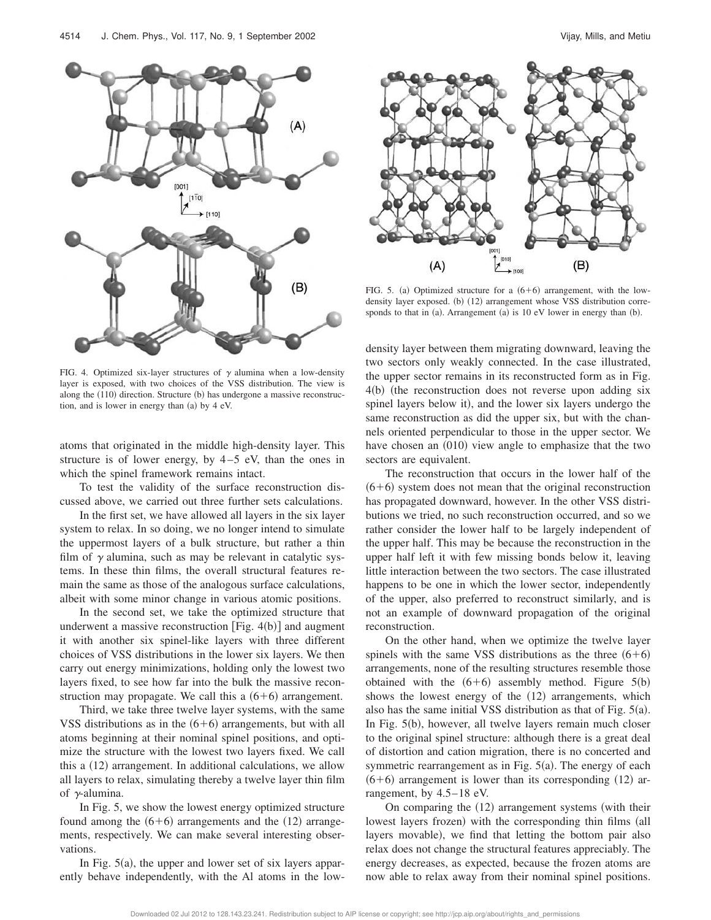FIG. 4. Optimized six-layer structures of $\gamma$ alumina when a low-density layer is exposed, with two choices of the VSS distribution. The view is along the (110) direction. Structure (b) has undergone a massive reconstruction, and is lower in energy than (a) by 4 eV.

FIG. 5. (a) Optimized structure for a (6+6) arrangement, with the low-density layer exposed. (b) (12) arrangement whose VSS distribution corresponds to that in (a). Arrangement (a) is 10 eV lower in energy than (b).

atoms that originated in the middle high-density layer. This structure is of lower energy, by 4–5 eV, than the ones in which the spinel framework remains intact.

To test the validity of the surface reconstruction discussed above, we carried out three further sets calculations.

In the first set, we have allowed all layers in the six layer system to relax. In so doing, we no longer intend to simulate the uppermost layers of a bulk structure, but rather a thin film of $\gamma$ alumina, such as may be relevant in catalytic systems. In these thin films, the overall structural features remain the same as those of the analogous surface calculations, albeit with some minor change in various atomic positions.

In the second set, we take the optimized structure that underwent a massive reconstruction [Fig. 4(b)] and augment it with another six spinel-like layers with three different choices of VSS distributions in the lower six layers. We then carry out energy minimizations, holding only the lowest two layers fixed, to see how far into the bulk the massive reconstruction may propagate. We call this a (6+6) arrangement.

Third, we take three twelve layer systems, with the same VSS distributions as in the (6+6) arrangements, but with all atoms beginning at their nominal spinel positions, and optimize the structure with the lowest two layers fixed. We call this a (12) arrangement. In additional calculations, we allow all layers to relax, simulating thereby a twelve layer thin film of $\gamma$-alumina.

In Fig. 5, we show the lowest energy optimized structure found among the (6+6) arrangements and the (12) arrangements, respectively. We can make several interesting observations.

In Fig. 5(a), the upper and lower set of six layers apparently behave independently, with the Al atoms in the low-density layer between them migrating downward, leaving the two sectors only weakly connected. In the case illustrated, the upper sector remains in its reconstructed form as in Fig. 4(b) (the reconstruction does not reverse upon adding six spinel layers below it), and the lower six layers undergo the same reconstruction as did the upper six, but with the channels oriented perpendicular to those in the upper sector. We have chosen an (010) view angle to emphasize that the two sectors are equivalent.

The reconstruction that occurs in the lower half of the (6+6) system does not mean that the original reconstruction has propagated downward, however. In the other VSS distributions we tried, no such reconstruction occurred, and so we rather consider the lower half to be largely independent of the upper half. This may be because the reconstruction in the upper half left it with few missing bonds below it, leaving little interaction between the two sectors. The case illustrated happens to be one in which the lower sector, independently of the upper, also preferred to reconstruct similarly, and is not an example of downward propagation of the original reconstruction.

On the other hand, when we optimize the twelve layer spinels with the same VSS distributions as the three (6+6) arrangements, none of the resulting structures resemble those obtained with the (6+6) assembly method. Figure 5(b) shows the lowest energy of the (12) arrangements, which also has the same initial VSS distribution as that of Fig. 5(a). In Fig. 5(b), however, all twelve layers remain much closer to the original spinel structure: although there is a great deal of distortion and cation migration, there is no concerted and symmetric rearrangement as in Fig. 5(a). The energy of each (6+6) arrangement is lower than its corresponding (12) arrangement, by 4.5–18 eV.

On comparing the (12) arrangement systems (with their lowest layers frozen) with the corresponding thin films (all layers movable), we find that letting the bottom pair also relax does not change the structural features appreciably. The energy decreases, as expected, because the frozen atoms are now able to relax away from their nominal spinel positions.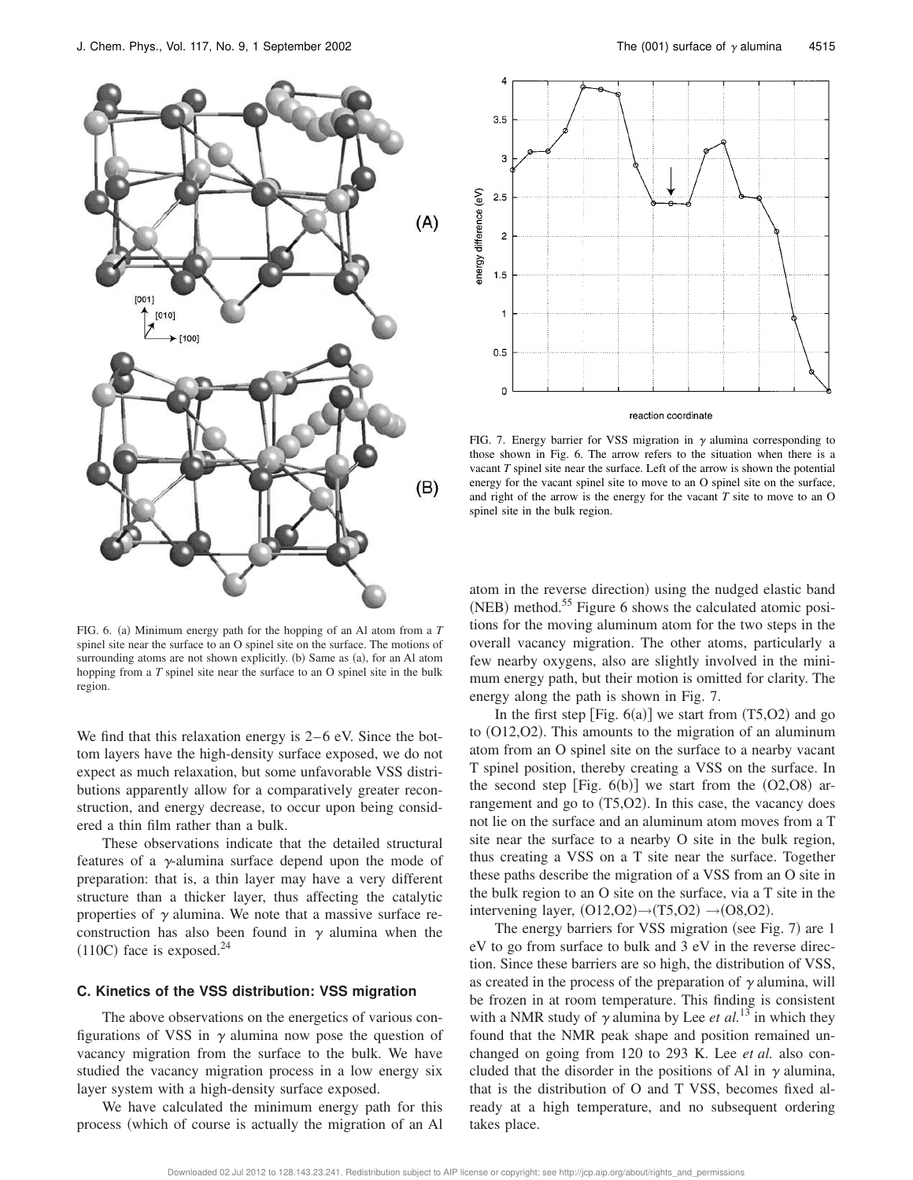FIG. 6. (a) Minimum energy path for the hopping of an Al atom from a *T* spinel site near the surface to an O spinel site on the surface. The motions of surrounding atoms are not shown explicitly. (b) Same as (a), for an Al atom hopping from a *T* spinel site near the surface to an O spinel site in the bulk region.

FIG. 7. Energy barrier for VSS migration in $\gamma$ alumina corresponding to those shown in Fig. 6. The arrow refers to the situation when there is a vacant *T* spinel site near the surface. Left of the arrow is shown the potential energy for the vacant spinel site to move to an O spinel site on the surface, and right of the arrow is the energy for the vacant *T* site to move to an O spinel site in the bulk region.

We find that this relaxation energy is 2–6 eV. Since the bottom layers have the high-density surface exposed, we do not expect as much relaxation, but some unfavorable VSS distributions apparently allow for a comparatively greater reconstruction, and energy decrease, to occur upon being considered a thin film rather than a bulk.

These observations indicate that the detailed structural features of a $\gamma$-alumina surface depend upon the mode of preparation: that is, a thin layer may have a very different structure than a thicker layer, thus affecting the catalytic properties of $\gamma$ alumina. We note that a massive surface reconstruction has also been found in $\gamma$ alumina when the (110C) face is exposed.[24]

### C. Kinetics of the VSS distribution: VSS migration

The above observations on the energetics of various configurations of VSS in $\gamma$ alumina now pose the question of vacancy migration from the surface to the bulk. We have studied the vacancy migration process in a low energy six layer system with a high-density surface exposed.

We have calculated the minimum energy path for this process (which of course is actually the migration of an Al atom in the reverse direction) using the nudged elastic band (NEB) method.[55] Figure 6 shows the calculated atomic positions for the moving aluminum atom for the two steps in the overall vacancy migration. The other atoms, particularly a few nearby oxygens, also are slightly involved in the minimum energy path, but their motion is omitted for clarity. The energy along the path is shown in Fig. 7.

In the first step [Fig. 6(a)] we start from (T5,O2) and go to (O12,O2). This amounts to the migration of an aluminum atom from an O spinel site on the surface to a nearby vacant T spinel position, thereby creating a VSS on the surface. In the second step [Fig. 6(b)] we start from the (O2,O8) arrangement and go to (T5,O2). In this case, the vacancy does not lie on the surface and an aluminum atom moves from a T site near the surface to a nearby O site in the bulk region, thus creating a VSS on a T site near the surface. Together these paths describe the migration of a VSS from an O site in the bulk region to an O site on the surface, via a T site in the intervening layer, (O12,O2)→(T5,O2) →(O8,O2).

The energy barriers for VSS migration (see Fig. 7) are 1 eV to go from surface to bulk and 3 eV in the reverse direction. Since these barriers are so high, the distribution of VSS, as created in the process of the preparation of $\gamma$ alumina, will be frozen in at room temperature. This finding is consistent with a NMR study of $\gamma$ alumina by Lee *et al.*[13] in which they found that the NMR peak shape and position remained unchanged on going from 120 to 293 K. Lee *et al.* also concluded that the disorder in the positions of Al in $\gamma$ alumina, that is the distribution of O and T VSS, becomes fixed already at a high temperature, and no subsequent ordering takes place.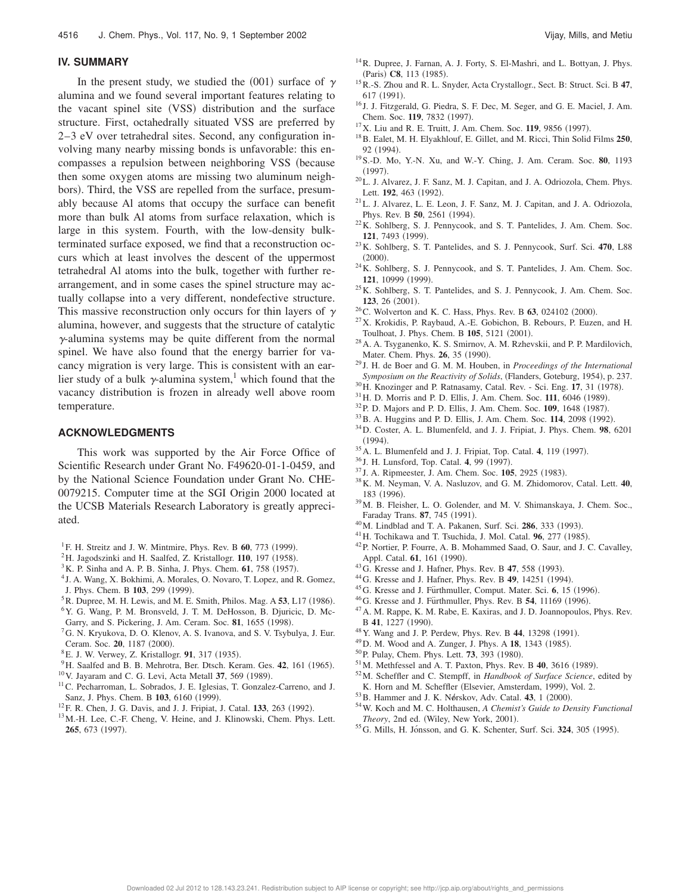## IV. SUMMARY

In the present study, we studied the (001) surface of $\gamma$ alumina and we found several important features relating to the vacant spinel site (VSS) distribution and the surface structure. First, octahedrally situated VSS are preferred by 2–3 eV over tetrahedral sites. Second, any configuration involving many nearby missing bonds is unfavorable: this encompasses a repulsion between neighboring VSS (because then some oxygen atoms are missing two aluminum neighbors). Third, the VSS are repelled from the surface, presumably because Al atoms that occupy the surface can benefit more than bulk Al atoms from surface relaxation, which is large in this system. Fourth, with the low-density bulk-terminated surface exposed, we find that a reconstruction occurs which at least involves the descent of the uppermost tetrahedral Al atoms into the bulk, together with further rearrangement, and in some cases the spinel structure may actually collapse into a very different, nondefective structure. This massive reconstruction only occurs for thin layers of $\gamma$ alumina, however, and suggests that the structure of catalytic $\gamma$-alumina systems may be quite different from the normal spinel. We have also found that the energy barrier for vacancy migration is very large. This is consistent with an earlier study of a bulk $\gamma$-alumina system,[1] which found that the vacancy distribution is frozen in already well above room temperature.

## ACKNOWLEDGMENTS

This work was supported by the Air Force Office of Scientific Research under Grant No. F49620-01-1-0459, and by the National Science Foundation under Grant No. CHE-0079215. Computer time at the SGI Origin 2000 located at the UCSB Materials Research Laboratory is greatly appreciated.

[1] F. H. Streitz and J. W. Mintmire, Phys. Rev. B **60**, 773 (1999).
[2] H. Jagodszinki and H. Saalfed, Z. Kristallogr. **110**, 197 (1958).
[3] K. P. Sinha and A. P. B. Sinha, J. Phys. Chem. **61**, 758 (1957).
[4] J. A. Wang, X. Bokhimi, A. Morales, O. Novaro, T. Lopez, and R. Gomez, J. Phys. Chem. B **103**, 299 (1999).
[5] R. Dupree, M. H. Lewis, and M. E. Smith, Philos. Mag. A **53**, L17 (1986).
[6] Y. G. Wang, P. M. Bronsveld, J. T. M. DeHosson, B. Djuricic, D. McGarry, and S. Pickering, J. Am. Ceram. Soc. **81**, 1655 (1998).
[7] G. N. Kryukova, D. O. Klenov, A. S. Ivanova, and S. V. Tsybulya, J. Eur. Ceram. Soc. **20**, 1187 (2000).
[8] E. J. W. Verwey, Z. Kristallogr. **91**, 317 (1935).
[9] H. Saalfed and B. B. Mehrotra, Ber. Dtsch. Keram. Ges. **42**, 161 (1965).
[10] V. Jayaram and C. G. Levi, Acta Metall **37**, 569 (1989).
[11] C. Pecharroman, L. Sobrados, J. E. Iglesias, T. Gonzalez-Carreno, and J. Sanz, J. Phys. Chem. B **103**, 6160 (1999).
[12] F. R. Chen, J. G. Davis, and J. J. Fripiat, J. Catal. **133**, 263 (1992).
[13] M.-H. Lee, C.-F. Cheng, V. Heine, and J. Klinowski, Chem. Phys. Lett. **265**, 673 (1997).
[14] R. Dupree, J. Farnan, A. J. Forty, S. El-Mashri, and L. Bottyan, J. Phys. (Paris) **C8**, 113 (1985).
[15] R.-S. Zhou and R. L. Snyder, Acta Crystallogr., Sect. B: Struct. Sci. B **47**, 617 (1991).
[16] J. J. Fitzgerald, G. Piedra, S. F. Dec, M. Seger, and G. E. Maciel, J. Am. Chem. Soc. **119**, 7832 (1997).
[17] X. Liu and R. E. Truitt, J. Am. Chem. Soc. **119**, 9856 (1997).
[18] B. Ealet, M. H. Elyakhlouf, E. Gillet, and M. Ricci, Thin Solid Films **250**, 92 (1994).
[19] S.-D. Mo, Y.-N. Xu, and W.-Y. Ching, J. Am. Ceram. Soc. **80**, 1193 (1997).
[20] L. J. Alvarez, J. F. Sanz, M. J. Capitan, and J. A. Odriozola, Chem. Phys. Lett. **192**, 463 (1992).
[21] L. J. Alvarez, L. E. Leon, J. F. Sanz, M. J. Capitan, and J. A. Odriozola, Phys. Rev. B **50**, 2561 (1994).
[22] K. Sohlberg, S. J. Pennycook, and S. T. Pantelides, J. Am. Chem. Soc. **121**, 7493 (1999).
[23] K. Sohlberg, S. T. Pantelides, and S. J. Pennycook, Surf. Sci. **470**, L88 (2000).
[24] K. Sohlberg, S. J. Pennycook, and S. T. Pantelides, J. Am. Chem. Soc. **121**, 10999 (1999).
[25] K. Sohlberg, S. T. Pantelides, and S. J. Pennycook, J. Am. Chem. Soc. **123**, 26 (2001).
[26] C. Wolverton and K. C. Hass, Phys. Rev. B **63**, 024102 (2000).
[27] X. Krokidis, P. Raybaud, A.-E. Gobichon, B. Rebours, P. Euzen, and H. Toulhoat, J. Phys. Chem. B **105**, 5121 (2001).
[28] A. A. Tsyganenko, K. S. Smirnov, A. M. Rzhevskii, and P. P. Mardilovich, Mater. Chem. Phys. **26**, 35 (1990).
[29] J. H. de Boer and G. M. M. Houben, in *Proceedings of the International Symposium on the Reactivity of Solids*, (Flanders, Goteburg, 1954), p. 237.
[30] H. Knozinger and P. Ratnasamy, Catal. Rev. - Sci. Eng. **17**, 31 (1978).
[31] H. D. Morris and P. D. Ellis, J. Am. Chem. Soc. **111**, 6046 (1989).
[32] P. D. Majors and P. D. Ellis, J. Am. Chem. Soc. **109**, 1648 (1987).
[33] B. A. Huggins and P. D. Ellis, J. Am. Chem. Soc. **114**, 2098 (1992).
[34] D. Coster, A. L. Blumenfeld, and J. J. Fripiat, J. Phys. Chem. **98**, 6201 (1994).
[35] A. L. Blumenfeld and J. J. Fripiat, Top. Catal. **4**, 119 (1997).
[36] J. H. Lunsford, Top. Catal. **4**, 99 (1997).
[37] J. A. Ripmeester, J. Am. Chem. Soc. **105**, 2925 (1983).
[38] K. M. Neyman, V. A. Nasluzov, and G. M. Zhidomorov, Catal. Lett. **40**, 183 (1996).
[39] M. B. Fleisher, L. O. Golender, and M. V. Shimanskaya, J. Chem. Soc., Faraday Trans. **87**, 745 (1991).
[40] M. Lindblad and T. A. Pakanen, Surf. Sci. **286**, 333 (1993).
[41] H. Tochikawa and T. Tsuchida, J. Mol. Catal. **96**, 277 (1985).
[42] P. Nortier, P. Fourre, A. B. Mohammed Saad, O. Saur, and J. C. Cavalley, Appl. Catal. **61**, 161 (1990).
[43] G. Kresse and J. Hafner, Phys. Rev. B **47**, 558 (1993).
[44] G. Kresse and J. Hafner, Phys. Rev. B **49**, 14251 (1994).
[45] G. Kresse and J. Fürthmuller, Comput. Mater. Sci. **6**, 15 (1996).
[46] G. Kresse and J. Fürthmuller, Phys. Rev. B **54**, 11169 (1996).
[47] A. M. Rappe, K. M. Rabe, E. Kaxiras, and J. D. Joannopoulos, Phys. Rev. B **41**, 1227 (1990).
[48] Y. Wang and J. P. Perdew, Phys. Rev. B **44**, 13298 (1991).
[49] D. M. Wood and A. Zunger, J. Phys. A **18**, 1343 (1985).
[50] P. Pulay, Chem. Phys. Lett. **73**, 393 (1980).
[51] M. Methfessel and A. T. Paxton, Phys. Rev. B **40**, 3616 (1989).
[52] M. Scheffler and C. Stempff, in *Handbook of Surface Science*, edited by K. Horn and M. Scheffler (Elsevier, Amsterdam, 1999), Vol. 2.
[53] B. Hammer and J. K. Nørskov, Adv. Catal. **43**, 1 (2000).
[54] W. Koch and M. C. Holthausen, *A Chemist's Guide to Density Functional Theory*, 2nd ed. (Wiley, New York, 2001).
[55] G. Mills, H. Jónsson, and G. K. Schenter, Surf. Sci. **324**, 305 (1995).